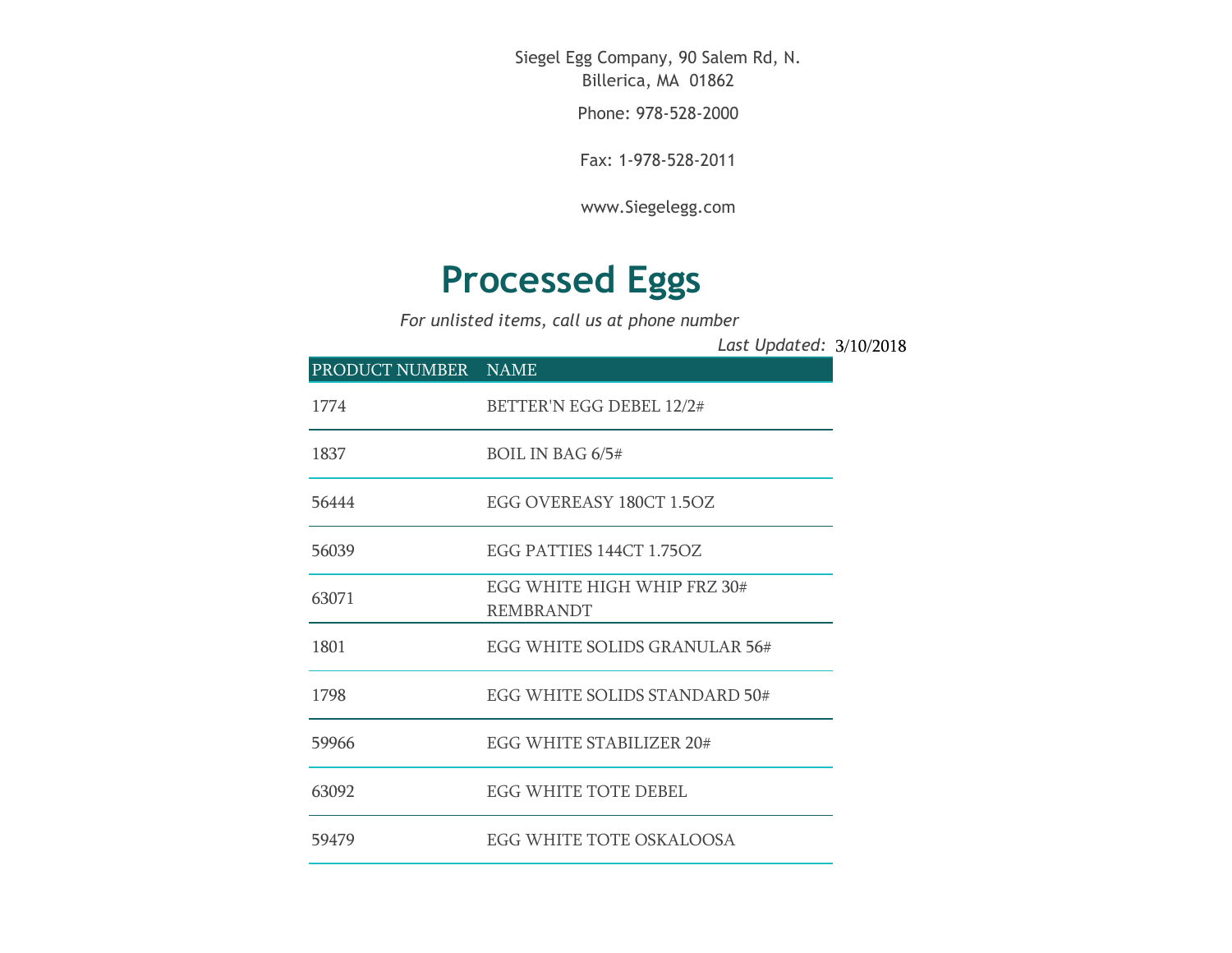Siegel Egg Company, 90 Salem Rd, N. Billerica, MA 01862

Phone: 978-528-2000

Fax: 1-978-528-2011

www.Siegelegg.com

# Processed Eggs

*For unlisted items, call us at phone number*

*Last Updated:* 3/10/2018

| PRODUCT NUMBER | NAME |
|---|---|
| 1774 | BETTER'N EGG DEBEL 12/2# |
| 1837 | BOIL IN BAG 6/5# |
| 56444 | EGG OVEREASY 180CT 1.5OZ |
| 56039 | EGG PATTIES 144CT 1.75OZ |
| 63071 | EGG WHITE HIGH WHIP FRZ 30# REMBRANDT |
| 1801 | EGG WHITE SOLIDS GRANULAR 56# |
| 1798 | EGG WHITE SOLIDS STANDARD 50# |
| 59966 | EGG WHITE STABILIZER 20# |
| 63092 | EGG WHITE TOTE DEBEL |
| 59479 | EGG WHITE TOTE OSKALOOSA |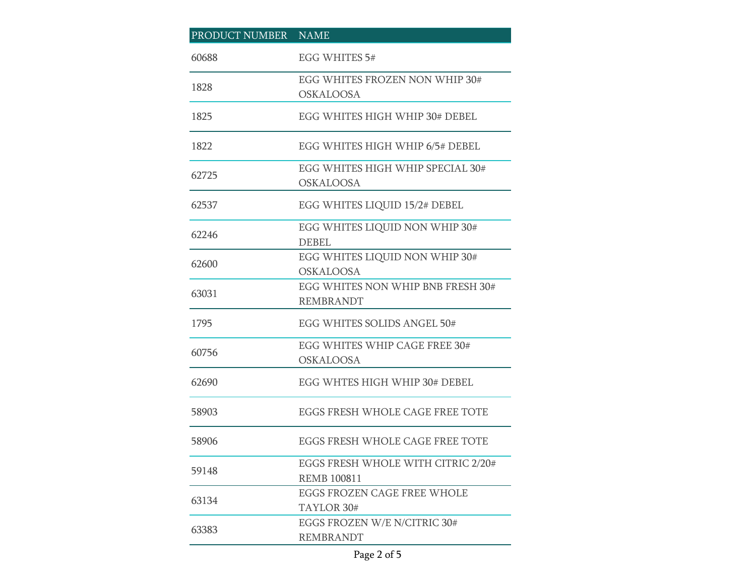| PRODUCT NUMBER | NAME |
|---|---|
| 60688 | EGG WHITES 5# |
| 1828 | EGG WHITES FROZEN NON WHIP 30# OSKALOOSA |
| 1825 | EGG WHITES HIGH WHIP 30# DEBEL |
| 1822 | EGG WHITES HIGH WHIP 6/5# DEBEL |
| 62725 | EGG WHITES HIGH WHIP SPECIAL 30# OSKALOOSA |
| 62537 | EGG WHITES LIQUID 15/2# DEBEL |
| 62246 | EGG WHITES LIQUID NON WHIP 30# DEBEL |
| 62600 | EGG WHITES LIQUID NON WHIP 30# OSKALOOSA |
| 63031 | EGG WHITES NON WHIP BNB FRESH 30# REMBRANDT |
| 1795 | EGG WHITES SOLIDS ANGEL 50# |
| 60756 | EGG WHITES WHIP CAGE FREE 30# OSKALOOSA |
| 62690 | EGG WHTES HIGH WHIP 30# DEBEL |
| 58903 | EGGS FRESH WHOLE CAGE FREE TOTE |
| 58906 | EGGS FRESH WHOLE CAGE FREE TOTE |
| 59148 | EGGS FRESH WHOLE WITH CITRIC 2/20# REMB 100811 |
| 63134 | EGGS FROZEN CAGE FREE WHOLE TAYLOR 30# |
| 63383 | EGGS FROZEN W/E N/CITRIC 30# REMBRANDT |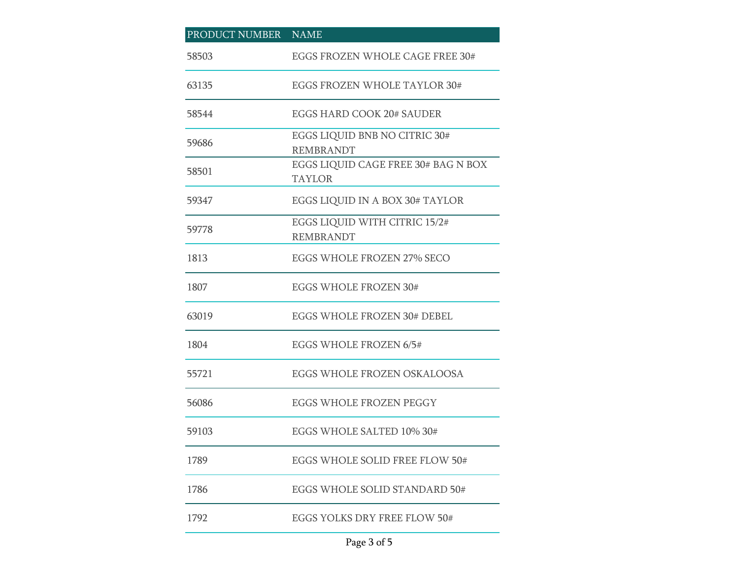| PRODUCT NUMBER | NAME |
| --- | --- |
| 58503 | EGGS FROZEN WHOLE CAGE FREE 30# |
| 63135 | EGGS FROZEN WHOLE TAYLOR 30# |
| 58544 | EGGS HARD COOK 20# SAUDER |
| 59686 | EGGS LIQUID BNB NO CITRIC 30# REMBRANDT |
| 58501 | EGGS LIQUID CAGE FREE 30# BAG N BOX TAYLOR |
| 59347 | EGGS LIQUID IN A BOX 30# TAYLOR |
| 59778 | EGGS LIQUID WITH CITRIC 15/2# REMBRANDT |
| 1813 | EGGS WHOLE FROZEN 27% SECO |
| 1807 | EGGS WHOLE FROZEN 30# |
| 63019 | EGGS WHOLE FROZEN 30# DEBEL |
| 1804 | EGGS WHOLE FROZEN 6/5# |
| 55721 | EGGS WHOLE FROZEN OSKALOOSA |
| 56086 | EGGS WHOLE FROZEN PEGGY |
| 59103 | EGGS WHOLE SALTED 10% 30# |
| 1789 | EGGS WHOLE SOLID FREE FLOW 50# |
| 1786 | EGGS WHOLE SOLID STANDARD 50# |
| 1792 | EGGS YOLKS DRY FREE FLOW 50# |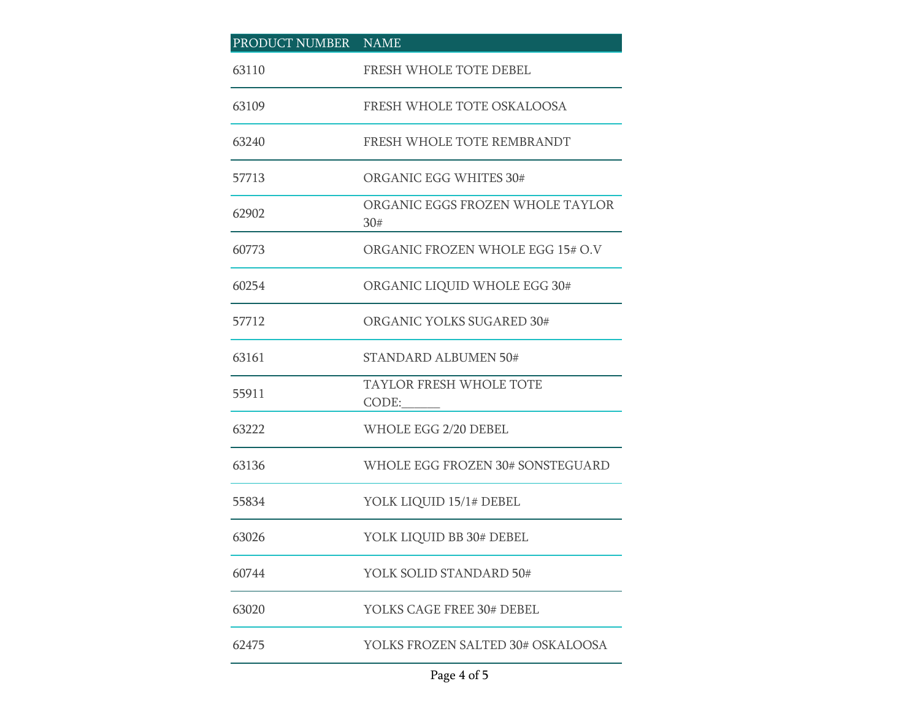| PRODUCT NUMBER | NAME |
| --- | --- |
| 63110 | FRESH WHOLE TOTE DEBEL |
| 63109 | FRESH WHOLE TOTE OSKALOOSA |
| 63240 | FRESH WHOLE TOTE REMBRANDT |
| 57713 | ORGANIC EGG WHITES 30# |
| 62902 | ORGANIC EGGS FROZEN WHOLE TAYLOR 30# |
| 60773 | ORGANIC FROZEN WHOLE EGG 15# O.V |
| 60254 | ORGANIC LIQUID WHOLE EGG 30# |
| 57712 | ORGANIC YOLKS SUGARED 30# |
| 63161 | STANDARD ALBUMEN 50# |
| 55911 | TAYLOR FRESH WHOLE TOTE CODE:______ |
| 63222 | WHOLE EGG 2/20 DEBEL |
| 63136 | WHOLE EGG FROZEN 30# SONSTEGUARD |
| 55834 | YOLK LIQUID 15/1# DEBEL |
| 63026 | YOLK LIQUID BB 30# DEBEL |
| 60744 | YOLK SOLID STANDARD 50# |
| 63020 | YOLKS CAGE FREE 30# DEBEL |
| 62475 | YOLKS FROZEN SALTED 30# OSKALOOSA |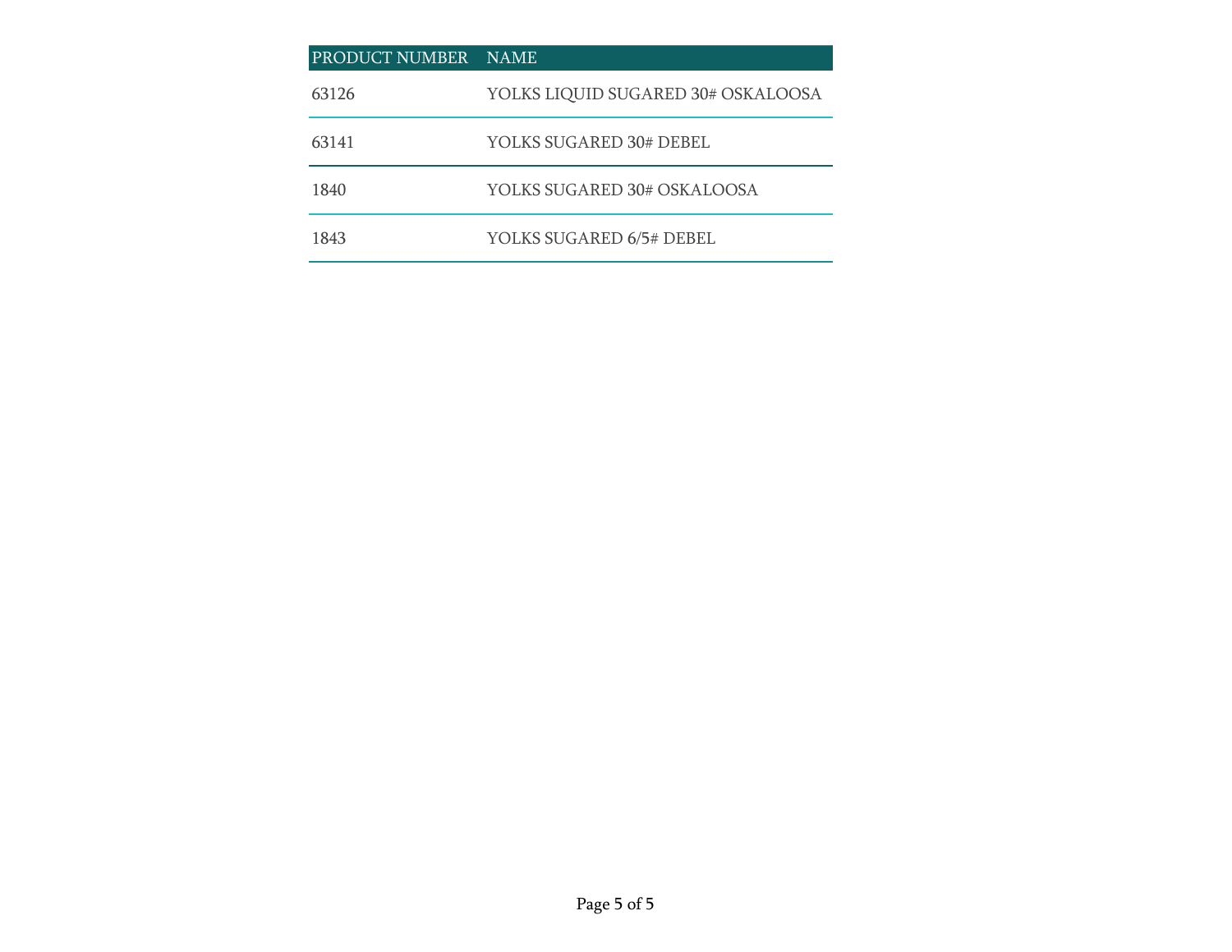| PRODUCT NUMBER | NAME |
|---|---|
| 63126 | YOLKS LIQUID SUGARED 30# OSKALOOSA |
| 63141 | YOLKS SUGARED 30# DEBEL |
| 1840 | YOLKS SUGARED 30# OSKALOOSA |
| 1843 | YOLKS SUGARED 6/5# DEBEL |